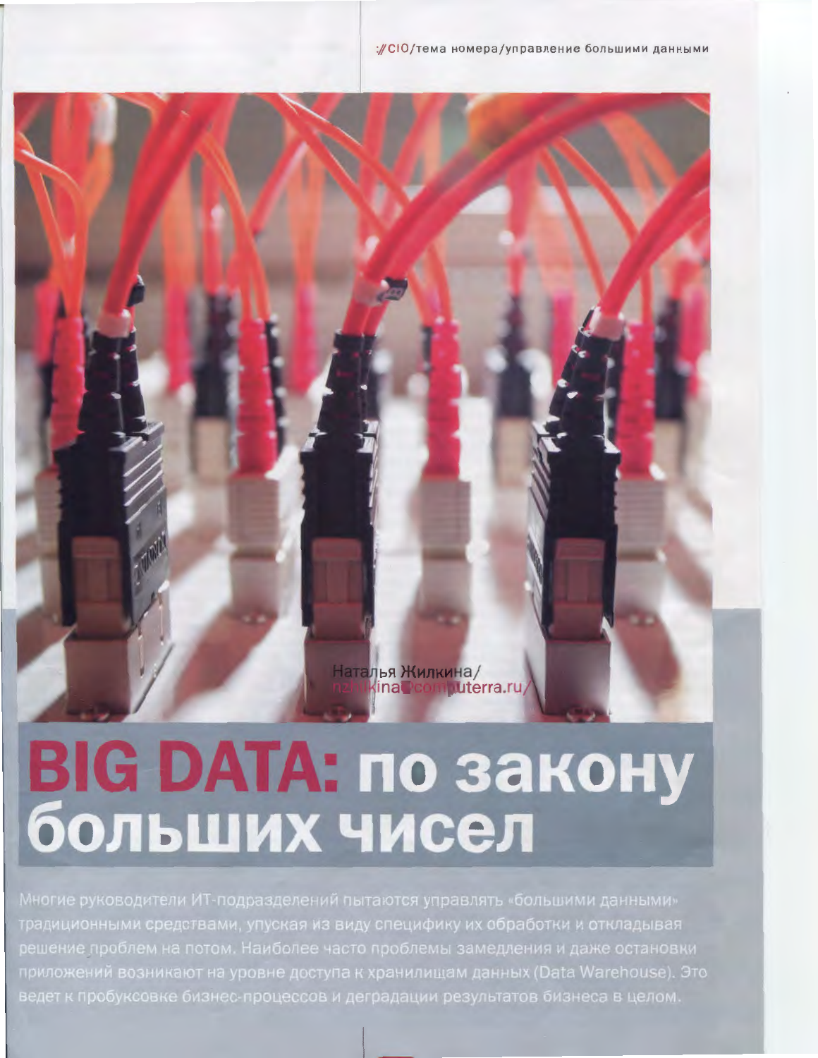Наталья Жилкина/
nzhilkina@computerra.ru/

# BIG DATA: по закону больших чисел

Многие руководители ИТ-подразделений пытаются управлять «большими данными» традиционными средствами, упуская из виду специфику их обработки и откладывая решение проблем на потом. Наиболее часто проблемы замедления и даже остановки приложений возникают на уровне доступа к хранилищам данных (Data Warehouse). Это ведет к пробуксовке бизнес-процессов и деградации результатов бизнеса в целом.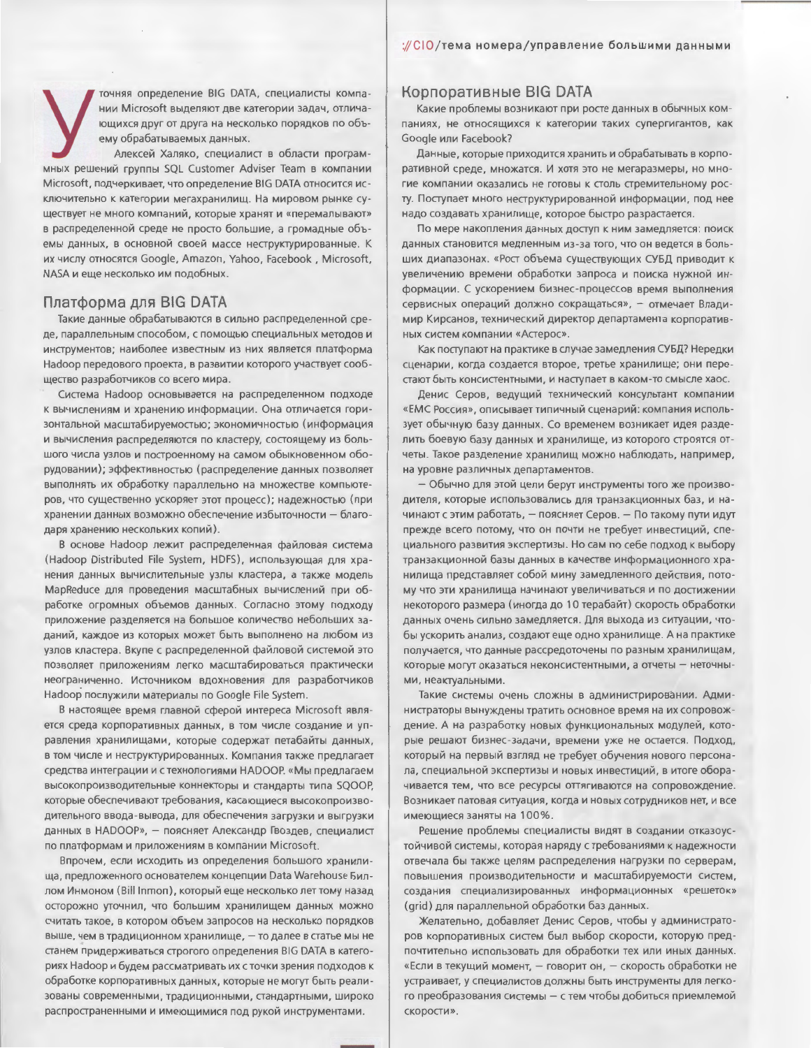Уточняя определение BIG DATA, специалисты компании Microsoft выделяют две категории задач, отличающихся друг от друга на несколько порядков по объему обрабатываемых данных.

Алексей Халяко, специалист в области программных решений группы SQL Customer Adviser Team в компании Microsoft, подчеркивает, что определение BIG DATA относится исключительно к категории мегахранилищ. На мировом рынке существует не много компаний, которые хранят и «перемалывают» в распределенной среде не просто большие, а громадные объемы данных, в основной своей массе неструктурированные. К их числу относятся Google, Amazon, Yahoo, Facebook , Microsoft, NASA и еще несколько им подобных.

## Платформа для BIG DATA

Такие данные обрабатываются в сильно распределенной среде, параллельным способом, с помощью специальных методов и инструментов; наиболее известным из них является платформа Hadoop передового проекта, в развитии которого участвует сообщество разработчиков со всего мира.

Система Hadoop основывается на распределенном подходе к вычислениям и хранению информации. Она отличается горизонтальной масштабируемостью; экономичностью (информация и вычисления распределяются по кластеру, состоящему из большого числа узлов и построенному на самом обыкновенном оборудовании); эффективностью (распределение данных позволяет выполнять их обработку параллельно на множестве компьютеров, что существенно ускоряет этот процесс); надежностью (при хранении данных возможно обеспечение избыточности – благодаря хранению нескольких копий).

В основе Hadoop лежит распределенная файловая система (Hadoop Distributed File System, HDFS), использующая для хранения данных вычислительные узлы кластера, а также модель MapReduce для проведения масштабных вычислений при обработке огромных объемов данных. Согласно этому подходу приложение разделяется на большое количество небольших заданий, каждое из которых может быть выполнено на любом из узлов кластера. Вкупе с распределенной файловой системой это позволяет приложениям легко масштабироваться практически неограниченно. Источником вдохновения для разработчиков Hadoop послужили материалы по Google File System.

В настоящее время главной сферой интереса Microsoft является среда корпоративных данных, в том числе создание и управления хранилищами, которые содержат петабайты данных, в том числе и неструктурированных. Компания также предлагает средства интеграции и с технологиями HADOOP. «Мы предлагаем высокопроизводительные коннекторы и стандарты типа SQOOP, которые обеспечивают требования, касающиеся высокопроизводительного ввода-вывода, для обеспечения загрузки и выгрузки данных в HADOOP», – поясняет Александр Гвоздев, специалист по платформам и приложениям в компании Microsoft.

Впрочем, если исходить из определения большого хранилища, предложенного основателем концепции Data Warehouse Биллом Инмоном (Bill Inmon), который еще несколько лет тому назад осторожно уточнил, что большим хранилищем данных можно считать такое, в котором объем запросов на несколько порядков выше, чем в традиционном хранилище, – то далее в статье мы не станем придерживаться строгого определения BIG DATA в категориях Hadoop и будем рассматривать их с точки зрения подходов к обработке корпоративных данных, которые не могут быть реализованы современными, традиционными, стандартными, широко распространенными и имеющимися под рукой инструментами.

## Корпоративные BIG DATA

Какие проблемы возникают при росте данных в обычных компаниях, не относящихся к категории таких супергигантов, как Google или Facebook?

Данные, которые приходится хранить и обрабатывать в корпоративной среде, множатся. И хотя это не мегаразмеры, но многие компании оказались не готовы к столь стремительному росту. Поступает много неструктурированной информации, под нее надо создавать хранилище, которое быстро разрастается.

По мере накопления данных доступ к ним замедляется: поиск данных становится медленным из-за того, что он ведется в больших диапазонах. «Рост объема существующих СУБД приводит к увеличению времени обработки запроса и поиска нужной информации. С ускорением бизнес-процессов время выполнения сервисных операций должно сокращаться», – отмечает Владимир Кирсанов, технический директор департамента корпоративных систем компании «Астерос».

Как поступают на практике в случае замедления СУБД? Нередки сценарии, когда создается второе, третье хранилище; они перестают быть консистентными, и наступает в каком-то смысле хаос.

Денис Серов, ведущий технический консультант компании «ЕМС Россия», описывает типичный сценарий: компания использует обычную базу данных. Со временем возникает идея разделить боевую базу данных и хранилище, из которого строятся отчеты. Такое разделение хранилищ можно наблюдать, например, на уровне различных департаментов.

– Обычно для этой цели берут инструменты того же производителя, которые использовались для транзакционных баз, и начинают с этим работать, – поясняет Серов. – По такому пути идут прежде всего потому, что он почти не требует инвестиций, специального развития экспертизы. Но сам по себе подход к выбору транзакционной базы данных в качестве информационного хранилища представляет собой мину замедленного действия, потому что эти хранилища начинают увеличиваться и по достижении некоторого размера (иногда до 10 терабайт) скорость обработки данных очень сильно замедляется. Для выхода из ситуации, чтобы ускорить анализ, создают еще одно хранилище. А на практике получается, что данные рассредоточены по разным хранилищам, которые могут оказаться неконсистентными, а отчеты – неточными, неактуальными.

Такие системы очень сложны в администрировании. Администраторы вынуждены тратить основное время на их сопровождение. А на разработку новых функциональных модулей, которые решают бизнес-задачи, времени уже не остается. Подход, который на первый взгляд не требует обучения нового персонала, специальной экспертизы и новых инвестиций, в итоге оборачивается тем, что все ресурсы оттягиваются на сопровождение. Возникает патовая ситуация, когда и новых сотрудников нет, и все имеющиеся заняты на 100%.

Решение проблемы специалисты видят в создании отказоустойчивой системы, которая наряду с требованиями к надежности отвечала бы также целям распределения нагрузки по серверам, повышения производительности и масштабируемости систем, создания специализированных информационных «решеток» (grid) для параллельной обработки баз данных.

Желательно, добавляет Денис Серов, чтобы у администраторов корпоративных систем был выбор скорости, которую предпочтительно использовать для обработки тех или иных данных. «Если в текущий момент, – говорит он, – скорость обработки не устраивает, у специалистов должны быть инструменты для легкого преобразования системы – с тем чтобы добиться приемлемой скорости».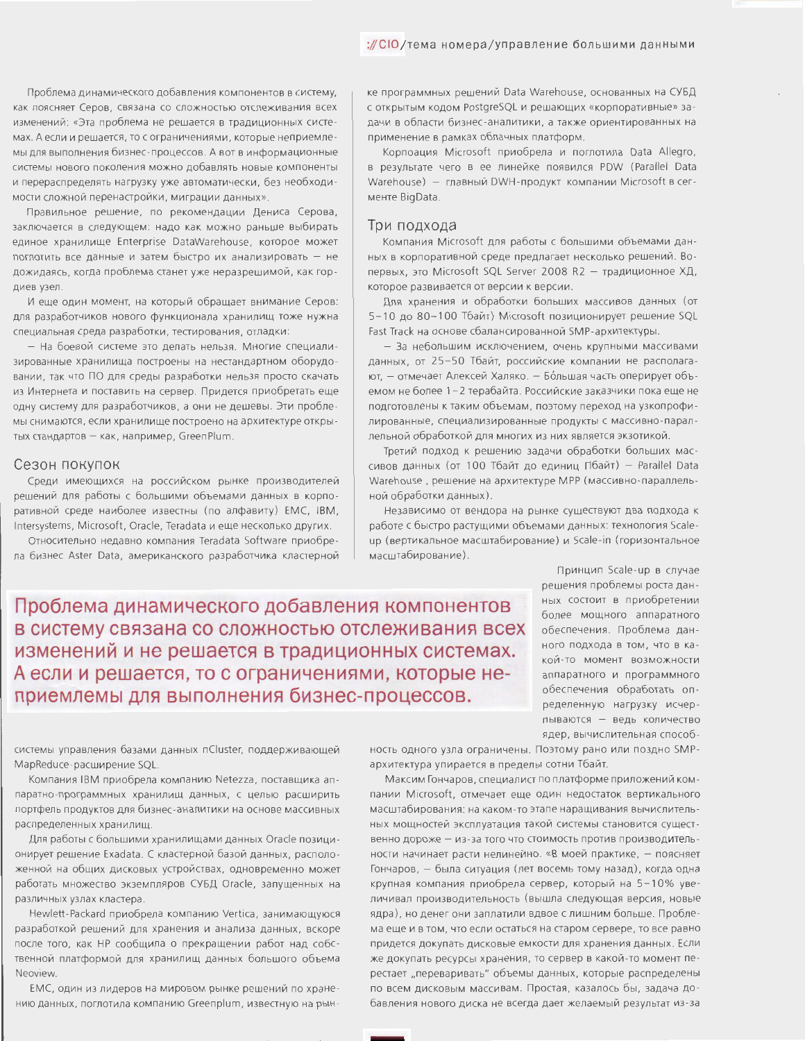Проблема динамического добавления компонентов в систему, как поясняет Серов, связана со сложностью отслеживания всех изменений: «Эта проблема не решается в традиционных системах. А если и решается, то с ограничениями, которые неприемлемы для выполнения бизнес-процессов. А вот в информационные системы нового поколения можно добавлять новые компоненты и перераспределять нагрузку уже автоматически, без необходимости сложной перенастройки, миграции данных».

Правильное решение, по рекомендации Дениса Серова, заключается в следующем: надо как можно раньше выбирать единое хранилище Enterprise DataWarehouse, которое может поглотить все данные и затем быстро их анализировать — не дожидаясь, когда проблема станет уже неразрешимой, как гордиев узел.

И еще один момент, на который обращает внимание Серов: для разработчиков нового функционала хранилищ тоже нужна специальная среда разработки, тестирования, отладки:

— На боевой системе это делать нельзя. Многие специализированные хранилища построены на нестандартном оборудовании, так что ПО для среды разработки нельзя просто скачать из Интернета и поставить на сервер. Придется приобретать еще одну систему для разработчиков, а они не дешевы. Эти проблемы снимаются, если хранилище построено на архитектуре открытых стандартов — как, например, GreenPlum.

## Сезон покупок

Среди имеющихся на российском рынке производителей решений для работы с большими объемами данных в корпоративной среде наиболее известны (по алфавиту) EMC, IBM, Intersystems, Microsoft, Oracle, Teradata и еще несколько других.

Относительно недавно компания Teradata Software приобрела бизнес Aster Data, американского разработчика кластерной системы управления базами данных nCluster, поддерживающей MapReduce-расширение SQL.

**Проблема динамического добавления компонентов в систему связана со сложностью отслеживания всех изменений и не решается в традиционных системах. А если и решается, то с ограничениями, которые неприемлемы для выполнения бизнес-процессов.**

Компания IBM приобрела компанию Netezza, поставщика аппаратно-программных хранилищ данных, с целью расширить портфель продуктов для бизнес-аналитики на основе массивных распределенных хранилищ.

Для работы с большими хранилищами данных Oracle позиционирует решение Exadata. С кластерной базой данных, расположенной на общих дисковых устройствах, одновременно может работать множество экземпляров СУБД Oracle, запущенных на различных узлах кластера.

Hewlett-Packard приобрела компанию Vertica, занимающуюся разработкой решений для хранения и анализа данных, вскоре после того, как HP сообщила о прекращении работ над собственной платформой для хранилищ данных большого объема Neoview.

EMC, один из лидеров на мировом рынке решений по хранению данных, поглотила компанию Greenplum, известную на рынке программных решений Data Warehouse, основанных на СУБД с открытым кодом PostgreSQL и решающих «корпоративные» задачи в области бизнес-аналитики, а также ориентированных на применение в рамках облачных платформ.

Корпоация Microsoft приобрела и поглотила Data Allegro, в результате чего в ее линейке появился PDW (Parallel Data Warehouse) — главный DWH-продукт компании Microsoft в сегменте BigData.

## Три подхода

Компания Microsoft для работы с большими объемами данных в корпоративной среде предлагает несколько решений. Во-первых, это Microsoft SQL Server 2008 R2 — традиционное ХД, которое развивается от версии к версии.

Для хранения и обработки больших массивов данных (от 5–10 до 80–100 Тбайт) Microsoft позиционирует решение SQL Fast Track на основе сбалансированной SMP-архитектуры.

— За небольшим исключением, очень крупными массивами данных, от 25–50 Тбайт, российские компании не располагают, — отмечает Алексей Халяко. — Бóльшая часть оперирует объемом не более 1–2 терабайта. Российские заказчики пока еще не подготовлены к таким объемам, поэтому переход на узкопрофилированные, специализированные продукты с массивно-параллельной обработкой для многих из них является экзотикой.

Третий подход к решению задачи обработки больших массивов данных (от 100 Тбайт до единиц Пбайт) — Parallel Data Warehouse , решение на архитектуре MPP (массивно-параллельной обработки данных).

Независимо от вендора на рынке существуют два подхода к работе с быстро растущими объемами данных: технология Scale-up (вертикальное масштабирование) и Scale-in (горизонтальное масштабирование).

Принцип Scale-up в случае решения проблемы роста данных состоит в приобретении более мощного аппаратного обеспечения. Проблема данного подхода в том, что в какой-то момент возможности аппаратного и программного обеспечения обработать определенную нагрузку исчерпываются — ведь количество ядер, вычислительная способность одного узла ограничены. Поэтому рано или поздно SMP-архитектура упирается в пределы сотни Тбайт.

Максим Гончаров, специалист по платформе приложений компании Microsoft, отмечает еще один недостаток вертикального масштабирования: на каком-то этапе наращивания вычислительных мощностей эксплуатация такой системы становится существенно дороже — из-за того что стоимость против производительности начинает расти нелинейно. «В моей практике, — поясняет Гончаров, — была ситуация (лет восемь тому назад), когда одна крупная компания приобрела сервер, который на 5–10% увеличивал производительность (вышла следующая версия, новые ядра), но денег они заплатили вдвое с лишним больше. Проблема еще и в том, что если остаться на старом сервере, то все равно придется докупать дисковые емкости для хранения данных. Если же докупать ресурсы хранения, то сервер в какой-то момент перестает „переваривать" объемы данных, которые распределены по всем дисковым массивам. Простая, казалось бы, задача добавления нового диска не всегда дает желаемый результат из-за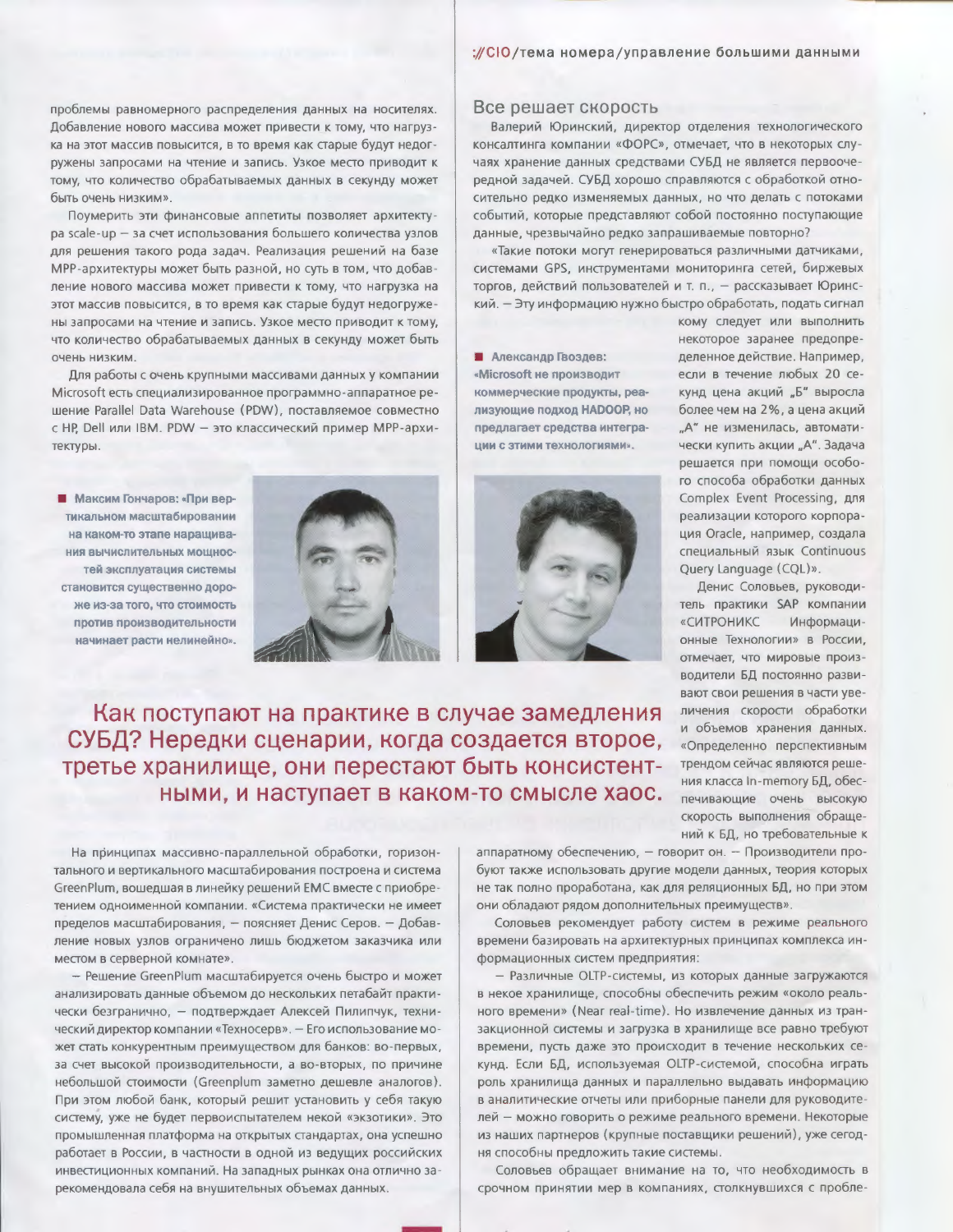проблемы равномерного распределения данных на носителях. Добавление нового массива может привести к тому, что нагрузка на этот массив повысится, в то время как старые будут недогружены запросами на чтение и запись. Узкое место приводит к тому, что количество обрабатываемых данных в секунду может быть очень низким».

Поумерить эти финансовые аппетиты позволяет архитектура scale-up – за счет использования большего количества узлов для решения такого рода задач. Реализация решений на базе MPP-архитектуры может быть разной, но суть в том, что добавление нового массива может привести к тому, что нагрузка на этот массив повысится, в то время как старые будут недогружены запросами на чтение и запись. Узкое место приводит к тому, что количество обрабатываемых данных в секунду может быть очень низким.

Для работы с очень крупными массивами данных у компании Microsoft есть специализированное программно-аппаратное решение Parallel Data Warehouse (PDW), поставляемое совместно с HP, Dell или IBM. PDW – это классический пример MPP-архитектуры.

**Максим Гончаров: «При вертикальном масштабировании на каком-то этапе наращивания вычислительных мощностей эксплуатация системы становится существенно дороже из-за того, что стоимость против производительности начинает расти нелинейно».**

**Александр Гвоздев: «Microsoft не производит коммерческие продукты, реализующие подход HADOOP, но предлагает средства интеграции с этими технологиями».**

## Как поступают на практике в случае замедления СУБД? Нередки сценарии, когда создается второе, третье хранилище, они перестают быть консистентными, и наступает в каком-то смысле хаос.

На принципах массивно-параллельной обработки, горизонтального и вертикального масштабирования построена и система GreenPlum, вошедшая в линейку решений EMC вместе с приобретением одноименной компании. «Система практически не имеет пределов масштабирования, – поясняет Денис Серов. – Добавление новых узлов ограничено лишь бюджетом заказчика или местом в серверной комнате».

– Решение GreenPlum масштабируется очень быстро и может анализировать данные объемом до нескольких петабайт практически безгранично, – подтверждает Алексей Пилипчук, технический директор компании «Техносерв». – Его использование может стать конкурентным преимуществом для банков: во-первых, за счет высокой производительности, а во-вторых, по причине небольшой стоимости (Greenplum заметно дешевле аналогов). При этом любой банк, который решит установить у себя такую систему, уже не будет первоиспытателем некой «экзотики». Это промышленная платформа на открытых стандартах, она успешно работает в России, в частности в одной из ведущих российских инвестиционных компаний. На западных рынках она отлично зарекомендовала себя на внушительных объемах данных.

## Все решает скорость

Валерий Юринский, директор отделения технологического консалтинга компании «ФОРС», отмечает, что в некоторых случаях хранение данных средствами СУБД не является первоочередной задачей. СУБД хорошо справляются с обработкой относительно редко изменяемых данных, но что делать с потоками событий, которые представляют собой постоянно поступающие данные, чрезвычайно редко запрашиваемые повторно?

«Такие потоки могут генерироваться различными датчиками, системами GPS, инструментами мониторинга сетей, биржевых торгов, действий пользователей и т. п., – рассказывает Юринский. – Эту информацию нужно быстро обработать, подать сигнал кому следует или выполнить некоторое заранее предопределенное действие. Например, если в течение любых 20 секунд цена акций „Б" выросла более чем на 2%, а цена акций „А" не изменилась, автоматически купить акции „А". Задача решается при помощи особого способа обработки данных Complex Event Processing, для реализации которого корпорация Oracle, например, создала специальный язык Continuous Query Language (CQL)».

Денис Соловьев, руководитель практики SAP компании «СИТРОНИКС Информационные Технологии» в России, отмечает, что мировые производители БД постоянно развивают свои решения в части увеличения скорости обработки и объемов хранения данных. «Определенно перспективным трендом сейчас являются решения класса In-memory БД, обеспечивающие очень высокую скорость выполнения обращений к БД, но требовательные к аппаратному обеспечению, – говорит он. – Производители пробуют также использовать другие модели данных, теория которых не так полно проработана, как для реляционных БД, но при этом они обладают рядом дополнительных преимуществ».

Соловьев рекомендует работу систем в режиме реального времени базировать на архитектурных принципах комплекса информационных систем предприятия:

– Различные OLTP-системы, из которых данные загружаются в некое хранилище, способны обеспечить режим «около реального времени» (Near real-time). Но извлечение данных из транзакционной системы и загрузка в хранилище все равно требуют времени, пусть даже это происходит в течение нескольких секунд. Если БД, используемая OLTP-системой, способна играть роль хранилища данных и параллельно выдавать информацию в аналитические отчеты или приборные панели для руководителей – можно говорить о режиме реального времени. Некоторые из наших партнеров (крупные поставщики решений), уже сегодня способны предложить такие системы.

Соловьев обращает внимание на то, что необходимость в срочном принятии мер в компаниях, столкнувшихся с пробле-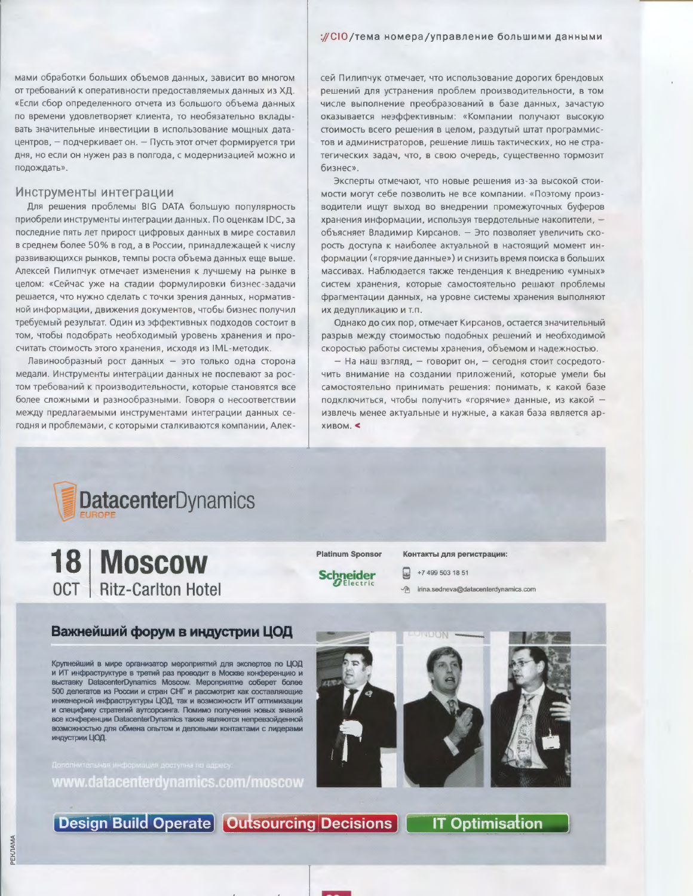мами обработки больших объемов данных, зависит во многом от требований к оперативности предоставляемых данных из ХД. «Если сбор определенного отчета из большого объема данных по времени удовлетворяет клиента, то необязательно вкладывать значительные инвестиции в использование мощных дата-центров, – подчеркивает он. – Пусть этот отчет формируется три дня, но если он нужен раз в полгода, с модернизацией можно и подождать».

## Инструменты интеграции

Для решения проблемы BIG DATA большую популярность приобрели инструменты интеграции данных. По оценкам IDC, за последние пять лет прирост цифровых данных в мире составил в среднем более 50% в год, а в России, принадлежащей к числу развивающихся рынков, темпы роста объема данных еще выше. Алексей Пилипчук отмечает изменения к лучшему на рынке в целом: «Сейчас уже на стадии формулировки бизнес-задачи решается, что нужно сделать с точки зрения данных, нормативной информации, движения документов, чтобы бизнес получил требуемый результат. Один из эффективных подходов состоит в том, чтобы подобрать необходимый уровень хранения и просчитать стоимость этого хранения, исходя из IML-методик.

Лавинообразный рост данных – это только одна сторона медали. Инструменты интеграции данных не поспевают за ростом требований к производительности, которые становятся все более сложными и разнообразными. Говоря о несоответствии между предлагаемыми инструментами интеграции данных сегодня и проблемами, с которыми сталкиваются компании, Алексей Пилипчук отмечает, что использование дорогих брендовых решений для устранения проблем производительности, в том числе выполнение преобразований в базе данных, зачастую оказывается неэффективным: «Компании получают высокую стоимость всего решения в целом, раздутый штат программистов и администраторов, решение лишь тактических, но не стратегических задач, что, в свою очередь, существенно тормозит бизнес».

Эксперты отмечают, что новые решения из-за высокой стоимости могут себе позволить не все компании. «Поэтому производители ищут выход во внедрении промежуточных буферов хранения информации, используя твердотельные накопители, – объясняет Владимир Кирсанов. – Это позволяет увеличить скорость доступа к наиболее актуальной в настоящий момент информации («горячие данные») и снизить время поиска в больших массивах. Наблюдается также тенденция к внедрению «умных» систем хранения, которые самостоятельно решают проблемы фрагментации данных, на уровне системы хранения выполняют их дедупликацию и т.п.

Однако до сих пор, отмечает Кирсанов, остается значительный разрыв между стоимостью подобных решений и необходимой скоростью работы системы хранения, объемом и надежностью.

– На наш взгляд, – говорит он, – сегодня стоит сосредоточить внимание на создании приложений, которые умели бы самостоятельно принимать решения: понимать, к какой базе подключиться, чтобы получить «горячие» данные, из какой – извлечь менее актуальные и нужные, а какая база является архивом. <

---

**DatacenterDynamics** EUROPE

**18 OCT | Moscow**
**Ritz-Carlton Hotel**

Platinum Sponsor: Schneider Electric

Контакты для регистрации:
+7 499 503 18 51
irina.sedneva@datacenterdynamics.com

### Важнейший форум в индустрии ЦОД

Крупнейший в мире организатор мероприятий для экспертов по ЦОД и ИТ инфраструктуре в третий раз проводит в Москве конференцию и выставку DatacenterDynamics Moscow. Мероприятие соберет более 500 делегатов из России и стран СНГ и рассмотрит как составляющие инженерной инфраструктуры ЦОД, так и возможности ИТ оптимизации и специфику стратегий аутсорсинга. Помимо получения новых знаний все конференции DatacenterDynamics также являются непревзойденной возможностью для обмена опытом и деловыми контактами с лидерами индустрии ЦОД.

Дополнительная информация доступна по адресу:
www.datacenterdynamics.com/moscow

Design Build Operate | Outsourcing Decisions | IT Optimisation

РЕКЛАМА